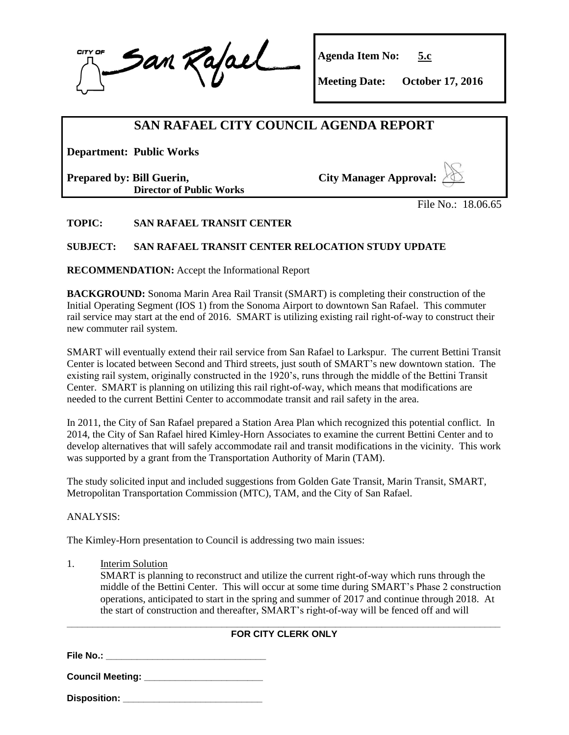CITY OF San Rafael

**Agenda Item No: 5.c**

**Meeting Date: October 17, 2016**

# SAN RAFAEL CITY COUNCIL AGENDA REPORT

**Department: Public Works**

**Prepared by: Bill Guerin, Director of Public Works**

**City Manager Approval:**

File No.: 18.06.65

**TOPIC: SAN RAFAEL TRANSIT CENTER**

**SUBJECT: SAN RAFAEL TRANSIT CENTER RELOCATION STUDY UPDATE**

**RECOMMENDATION:** Accept the Informational Report

**BACKGROUND:** Sonoma Marin Area Rail Transit (SMART) is completing their construction of the Initial Operating Segment (IOS 1) from the Sonoma Airport to downtown San Rafael. This commuter rail service may start at the end of 2016. SMART is utilizing existing rail right-of-way to construct their new commuter rail system.

SMART will eventually extend their rail service from San Rafael to Larkspur. The current Bettini Transit Center is located between Second and Third streets, just south of SMART's new downtown station. The existing rail system, originally constructed in the 1920's, runs through the middle of the Bettini Transit Center. SMART is planning on utilizing this rail right-of-way, which means that modifications are needed to the current Bettini Center to accommodate transit and rail safety in the area.

In 2011, the City of San Rafael prepared a Station Area Plan which recognized this potential conflict. In 2014, the City of San Rafael hired Kimley-Horn Associates to examine the current Bettini Center and to develop alternatives that will safely accommodate rail and transit modifications in the vicinity. This work was supported by a grant from the Transportation Authority of Marin (TAM).

The study solicited input and included suggestions from Golden Gate Transit, Marin Transit, SMART, Metropolitan Transportation Commission (MTC), TAM, and the City of San Rafael.

ANALYSIS:

The Kimley-Horn presentation to Council is addressing two main issues:

1. Interim Solution
   SMART is planning to reconstruct and utilize the current right-of-way which runs through the middle of the Bettini Center. This will occur at some time during SMART's Phase 2 construction operations, anticipated to start in the spring and summer of 2017 and continue through 2018. At the start of construction and thereafter, SMART's right-of-way will be fenced off and will

---

**FOR CITY CLERK ONLY**

**File No.:** ______________________________

**Council Meeting:** ______________________

**Disposition:** __________________________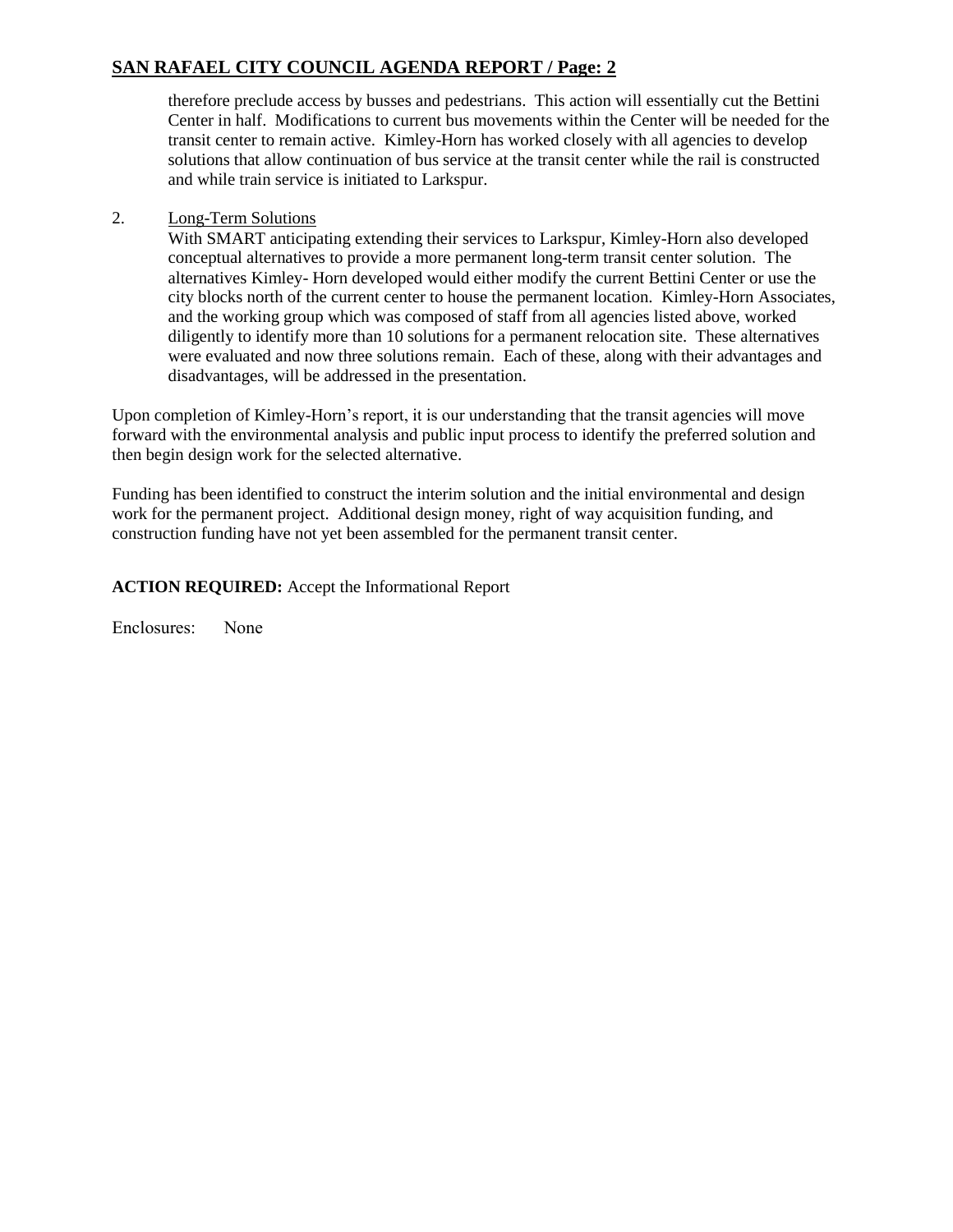therefore preclude access by busses and pedestrians. This action will essentially cut the Bettini Center in half. Modifications to current bus movements within the Center will be needed for the transit center to remain active. Kimley-Horn has worked closely with all agencies to develop solutions that allow continuation of bus service at the transit center while the rail is constructed and while train service is initiated to Larkspur.

2. Long-Term Solutions

   With SMART anticipating extending their services to Larkspur, Kimley-Horn also developed conceptual alternatives to provide a more permanent long-term transit center solution. The alternatives Kimley- Horn developed would either modify the current Bettini Center or use the city blocks north of the current center to house the permanent location. Kimley-Horn Associates, and the working group which was composed of staff from all agencies listed above, worked diligently to identify more than 10 solutions for a permanent relocation site. These alternatives were evaluated and now three solutions remain. Each of these, along with their advantages and disadvantages, will be addressed in the presentation.

Upon completion of Kimley-Horn's report, it is our understanding that the transit agencies will move forward with the environmental analysis and public input process to identify the preferred solution and then begin design work for the selected alternative.

Funding has been identified to construct the interim solution and the initial environmental and design work for the permanent project. Additional design money, right of way acquisition funding, and construction funding have not yet been assembled for the permanent transit center.

**ACTION REQUIRED:** Accept the Informational Report

Enclosures: None